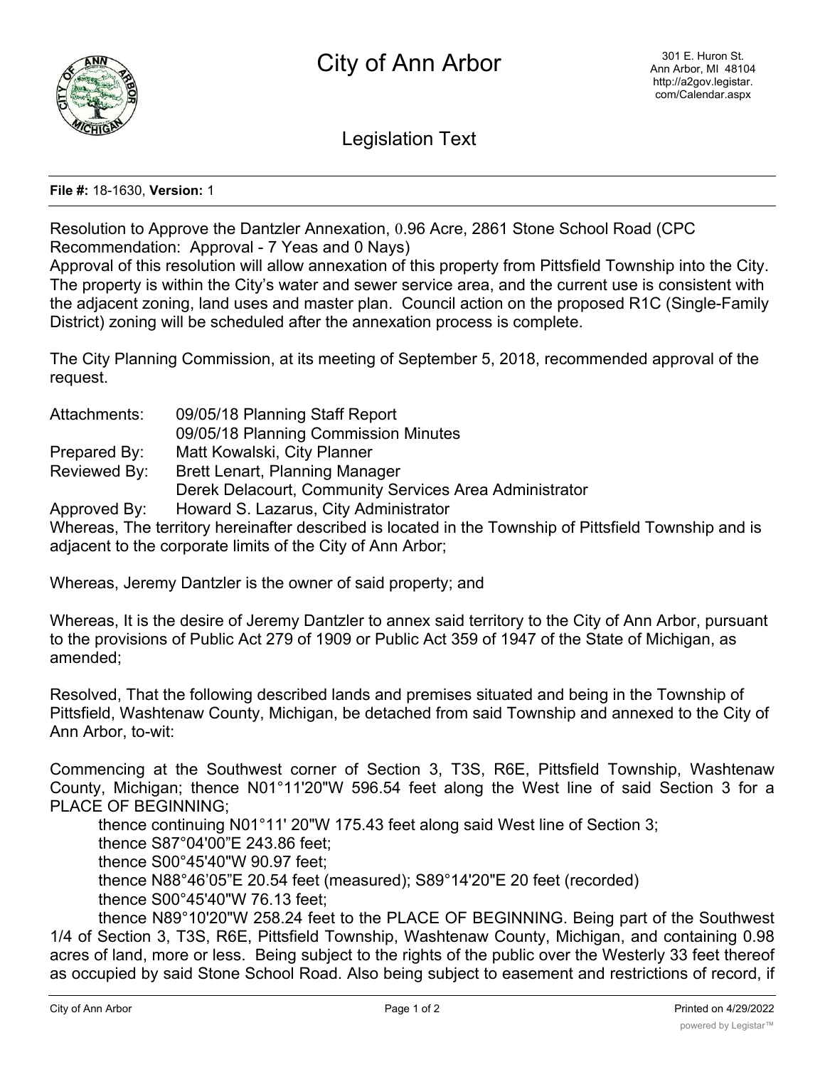# City of Ann Arbor

301 E. Huron St.
Ann Arbor, MI 48104
http://a2gov.legistar.com/Calendar.aspx

## Legislation Text

**File #:** 18-1630, **Version:** 1

Resolution to Approve the Dantzler Annexation, 0.96 Acre, 2861 Stone School Road (CPC Recommendation: Approval - 7 Yeas and 0 Nays)

Approval of this resolution will allow annexation of this property from Pittsfield Township into the City. The property is within the City's water and sewer service area, and the current use is consistent with the adjacent zoning, land uses and master plan. Council action on the proposed R1C (Single-Family District) zoning will be scheduled after the annexation process is complete.

The City Planning Commission, at its meeting of September 5, 2018, recommended approval of the request.

Attachments: 09/05/18 Planning Staff Report
09/05/18 Planning Commission Minutes

Prepared By: Matt Kowalski, City Planner

Reviewed By: Brett Lenart, Planning Manager
Derek Delacourt, Community Services Area Administrator

Approved By: Howard S. Lazarus, City Administrator

Whereas, The territory hereinafter described is located in the Township of Pittsfield Township and is adjacent to the corporate limits of the City of Ann Arbor;

Whereas, Jeremy Dantzler is the owner of said property; and

Whereas, It is the desire of Jeremy Dantzler to annex said territory to the City of Ann Arbor, pursuant to the provisions of Public Act 279 of 1909 or Public Act 359 of 1947 of the State of Michigan, as amended;

Resolved, That the following described lands and premises situated and being in the Township of Pittsfield, Washtenaw County, Michigan, be detached from said Township and annexed to the City of Ann Arbor, to-wit:

Commencing at the Southwest corner of Section 3, T3S, R6E, Pittsfield Township, Washtenaw County, Michigan; thence N01°11'20"W 596.54 feet along the West line of said Section 3 for a PLACE OF BEGINNING;

thence continuing N01°11' 20"W 175.43 feet along said West line of Section 3;
thence S87°04'00"E 243.86 feet;
thence S00°45'40"W 90.97 feet;
thence N88°46'05"E 20.54 feet (measured); S89°14'20"E 20 feet (recorded)
thence S00°45'40"W 76.13 feet;
thence N89°10'20"W 258.24 feet to the PLACE OF BEGINNING. Being part of the Southwest 1/4 of Section 3, T3S, R6E, Pittsfield Township, Washtenaw County, Michigan, and containing 0.98 acres of land, more or less. Being subject to the rights of the public over the Westerly 33 feet thereof as occupied by said Stone School Road. Also being subject to easement and restrictions of record, if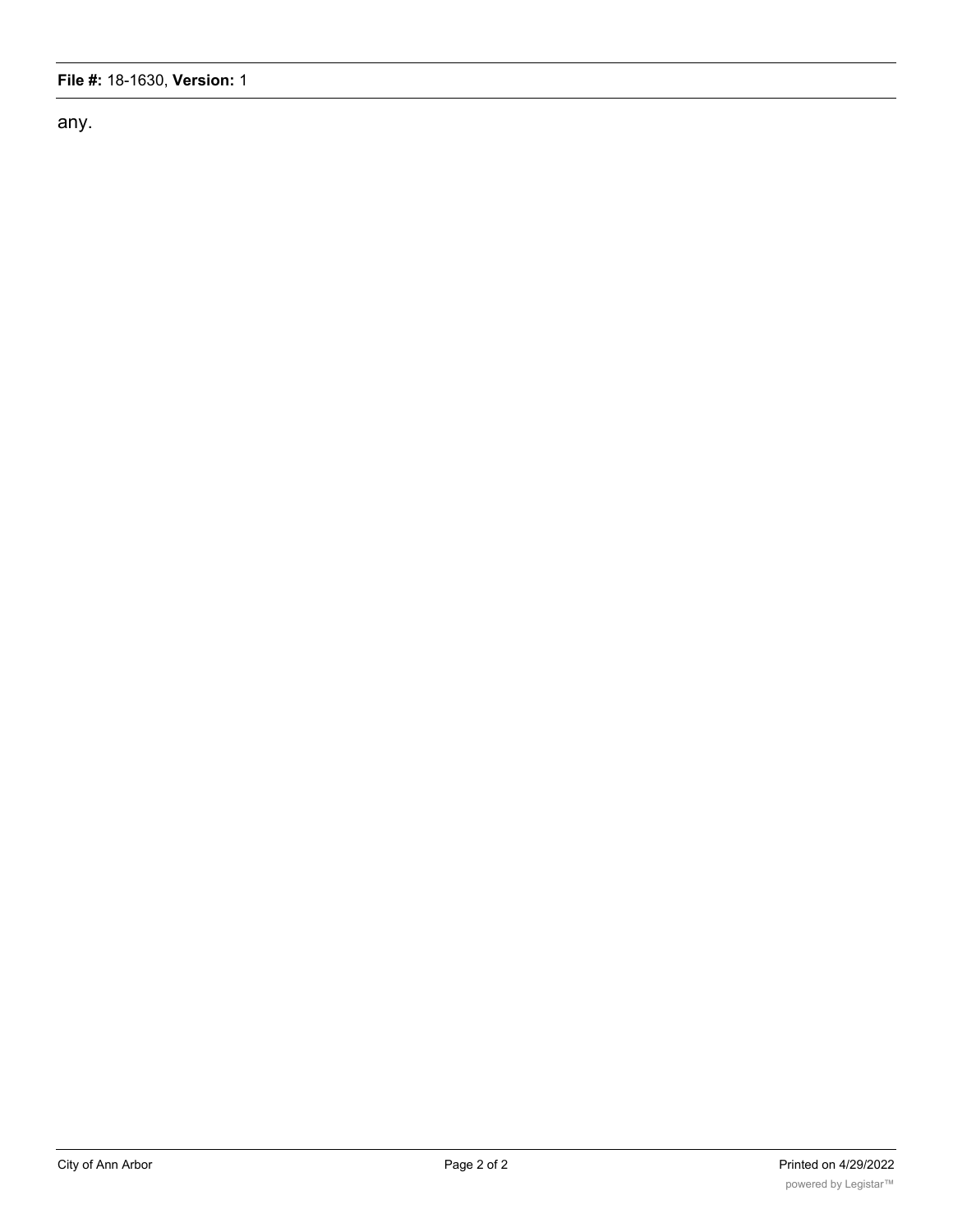any.